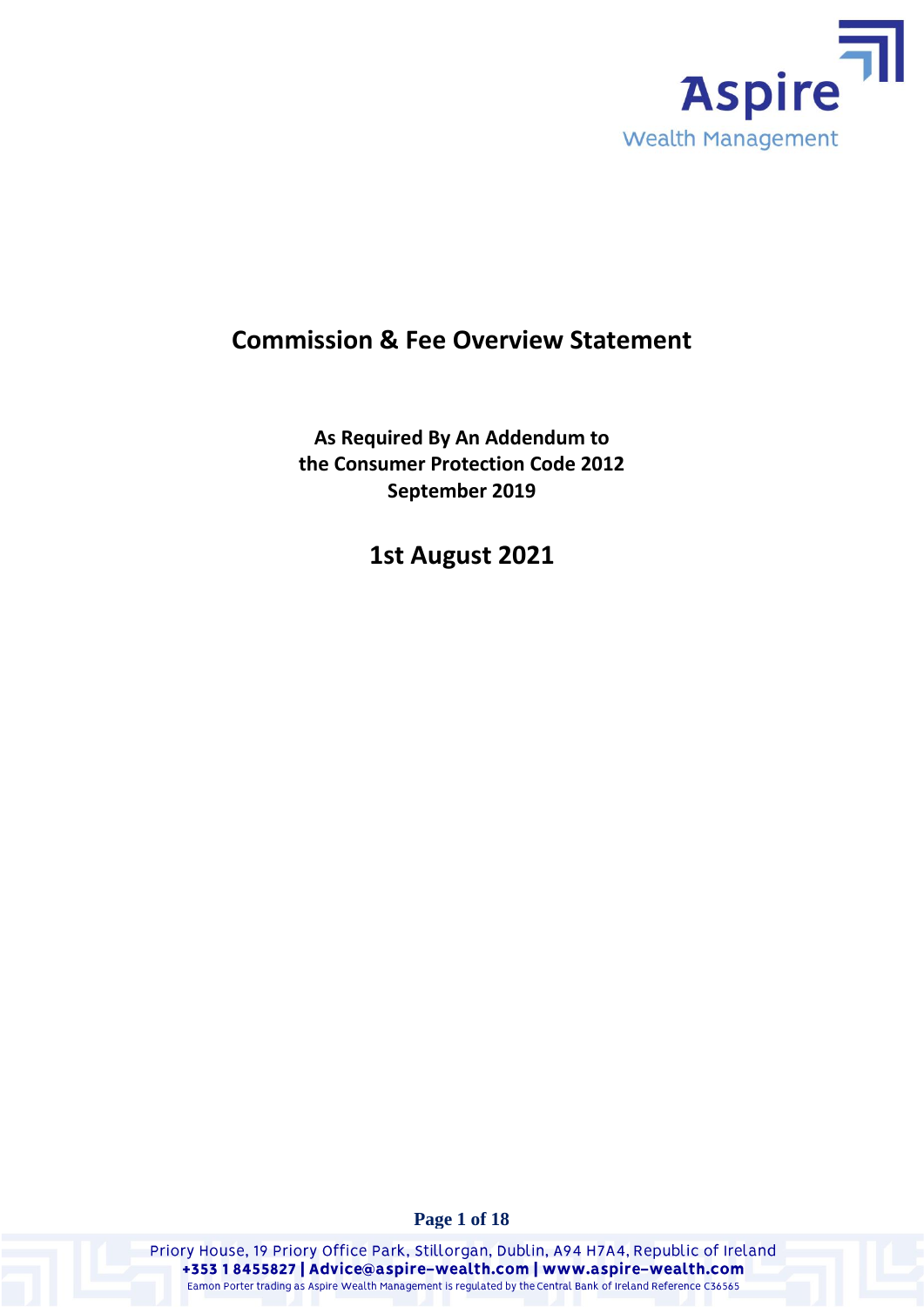Aspire

Wealth Management

# Commission & Fee Overview Statement

**As Required By An Addendum to the Consumer Protection Code 2012 September 2019**

## 1st August 2021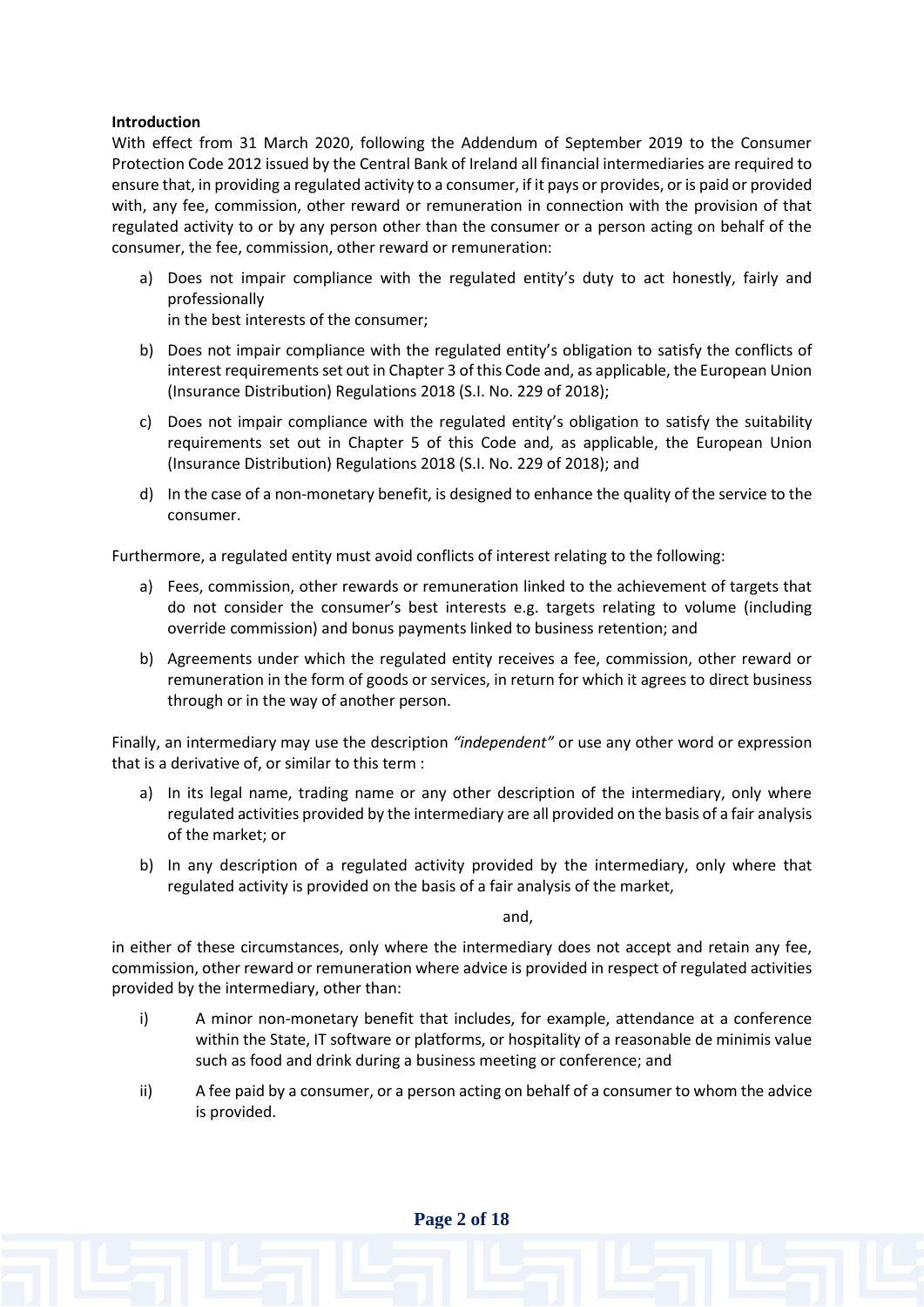**Introduction**

With effect from 31 March 2020, following the Addendum of September 2019 to the Consumer Protection Code 2012 issued by the Central Bank of Ireland all financial intermediaries are required to ensure that, in providing a regulated activity to a consumer, if it pays or provides, or is paid or provided with, any fee, commission, other reward or remuneration in connection with the provision of that regulated activity to or by any person other than the consumer or a person acting on behalf of the consumer, the fee, commission, other reward or remuneration:

a) Does not impair compliance with the regulated entity's duty to act honestly, fairly and professionally in the best interests of the consumer;

b) Does not impair compliance with the regulated entity's obligation to satisfy the conflicts of interest requirements set out in Chapter 3 of this Code and, as applicable, the European Union (Insurance Distribution) Regulations 2018 (S.I. No. 229 of 2018);

c) Does not impair compliance with the regulated entity's obligation to satisfy the suitability requirements set out in Chapter 5 of this Code and, as applicable, the European Union (Insurance Distribution) Regulations 2018 (S.I. No. 229 of 2018); and

d) In the case of a non-monetary benefit, is designed to enhance the quality of the service to the consumer.

Furthermore, a regulated entity must avoid conflicts of interest relating to the following:

a) Fees, commission, other rewards or remuneration linked to the achievement of targets that do not consider the consumer's best interests e.g. targets relating to volume (including override commission) and bonus payments linked to business retention; and

b) Agreements under which the regulated entity receives a fee, commission, other reward or remuneration in the form of goods or services, in return for which it agrees to direct business through or in the way of another person.

Finally, an intermediary may use the description *"independent"* or use any other word or expression that is a derivative of, or similar to this term :

a) In its legal name, trading name or any other description of the intermediary, only where regulated activities provided by the intermediary are all provided on the basis of a fair analysis of the market; or

b) In any description of a regulated activity provided by the intermediary, only where that regulated activity is provided on the basis of a fair analysis of the market,

and,

in either of these circumstances, only where the intermediary does not accept and retain any fee, commission, other reward or remuneration where advice is provided in respect of regulated activities provided by the intermediary, other than:

i) A minor non-monetary benefit that includes, for example, attendance at a conference within the State, IT software or platforms, or hospitality of a reasonable de minimis value such as food and drink during a business meeting or conference; and

ii) A fee paid by a consumer, or a person acting on behalf of a consumer to whom the advice is provided.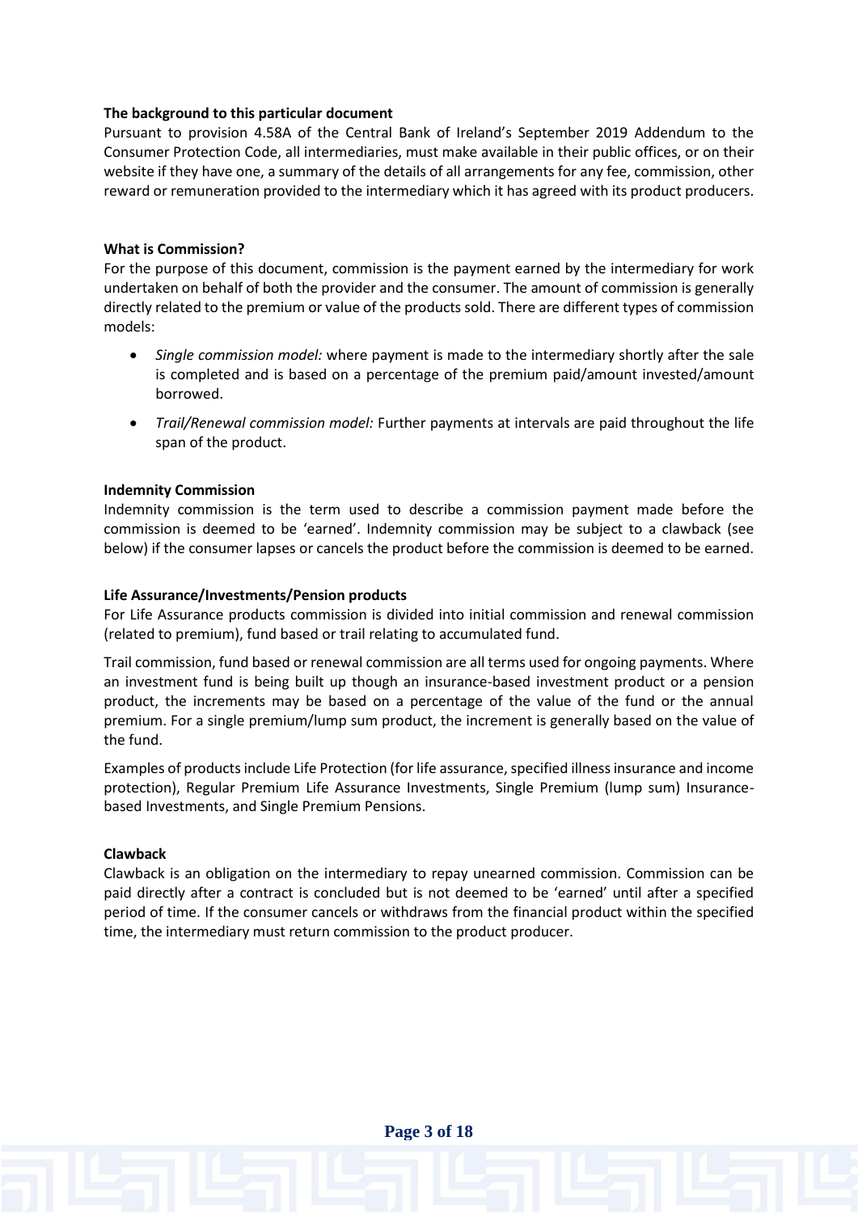**The background to this particular document**

Pursuant to provision 4.58A of the Central Bank of Ireland's September 2019 Addendum to the Consumer Protection Code, all intermediaries, must make available in their public offices, or on their website if they have one, a summary of the details of all arrangements for any fee, commission, other reward or remuneration provided to the intermediary which it has agreed with its product producers.

**What is Commission?**

For the purpose of this document, commission is the payment earned by the intermediary for work undertaken on behalf of both the provider and the consumer. The amount of commission is generally directly related to the premium or value of the products sold. There are different types of commission models:

- *Single commission model:* where payment is made to the intermediary shortly after the sale is completed and is based on a percentage of the premium paid/amount invested/amount borrowed.
- *Trail/Renewal commission model:* Further payments at intervals are paid throughout the life span of the product.

**Indemnity Commission**

Indemnity commission is the term used to describe a commission payment made before the commission is deemed to be 'earned'. Indemnity commission may be subject to a clawback (see below) if the consumer lapses or cancels the product before the commission is deemed to be earned.

**Life Assurance/Investments/Pension products**

For Life Assurance products commission is divided into initial commission and renewal commission (related to premium), fund based or trail relating to accumulated fund.

Trail commission, fund based or renewal commission are all terms used for ongoing payments. Where an investment fund is being built up though an insurance-based investment product or a pension product, the increments may be based on a percentage of the value of the fund or the annual premium. For a single premium/lump sum product, the increment is generally based on the value of the fund.

Examples of products include Life Protection (for life assurance, specified illness insurance and income protection), Regular Premium Life Assurance Investments, Single Premium (lump sum) Insurance-based Investments, and Single Premium Pensions.

**Clawback**

Clawback is an obligation on the intermediary to repay unearned commission. Commission can be paid directly after a contract is concluded but is not deemed to be 'earned' until after a specified period of time. If the consumer cancels or withdraws from the financial product within the specified time, the intermediary must return commission to the product producer.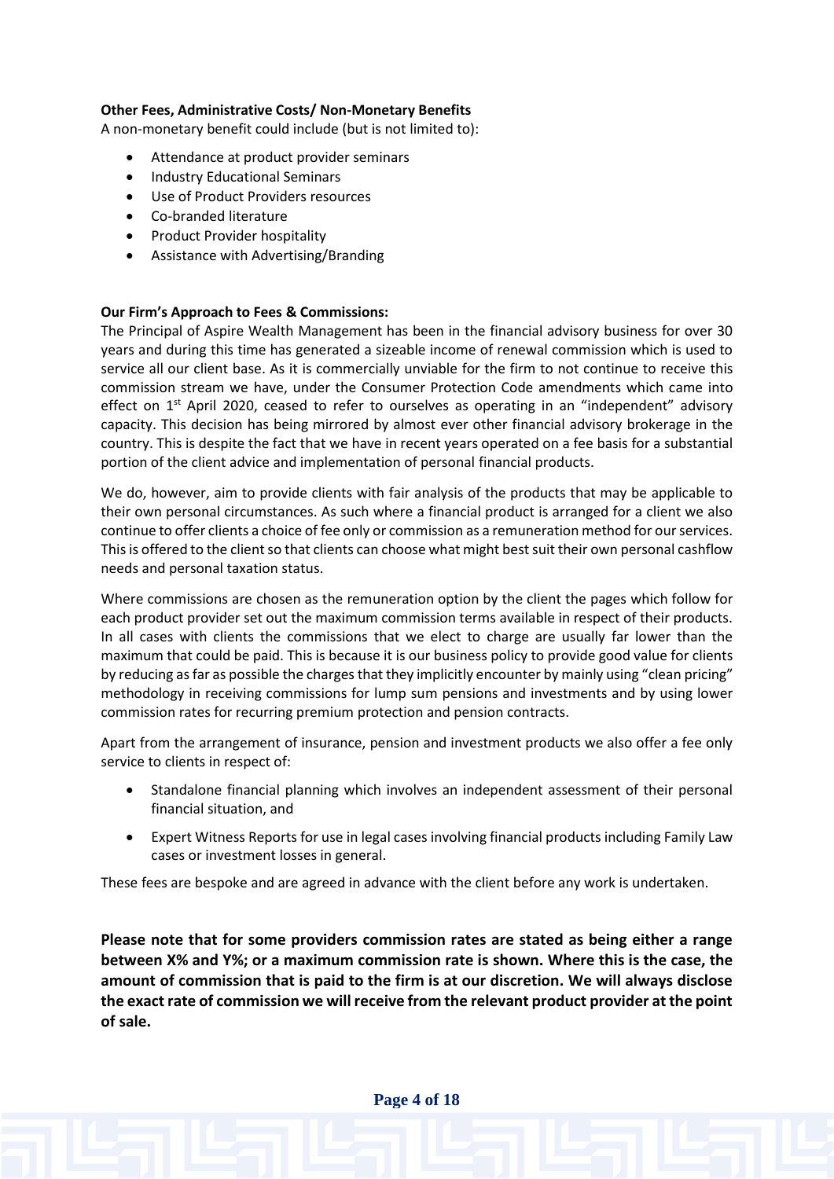**Other Fees, Administrative Costs/ Non-Monetary Benefits**

A non-monetary benefit could include (but is not limited to):

- Attendance at product provider seminars
- Industry Educational Seminars
- Use of Product Providers resources
- Co-branded literature
- Product Provider hospitality
- Assistance with Advertising/Branding

**Our Firm's Approach to Fees & Commissions:**

The Principal of Aspire Wealth Management has been in the financial advisory business for over 30 years and during this time has generated a sizeable income of renewal commission which is used to service all our client base. As it is commercially unviable for the firm to not continue to receive this commission stream we have, under the Consumer Protection Code amendments which came into effect on 1st April 2020, ceased to refer to ourselves as operating in an "independent" advisory capacity. This decision has being mirrored by almost ever other financial advisory brokerage in the country. This is despite the fact that we have in recent years operated on a fee basis for a substantial portion of the client advice and implementation of personal financial products.

We do, however, aim to provide clients with fair analysis of the products that may be applicable to their own personal circumstances. As such where a financial product is arranged for a client we also continue to offer clients a choice of fee only or commission as a remuneration method for our services. This is offered to the client so that clients can choose what might best suit their own personal cashflow needs and personal taxation status.

Where commissions are chosen as the remuneration option by the client the pages which follow for each product provider set out the maximum commission terms available in respect of their products. In all cases with clients the commissions that we elect to charge are usually far lower than the maximum that could be paid. This is because it is our business policy to provide good value for clients by reducing as far as possible the charges that they implicitly encounter by mainly using "clean pricing" methodology in receiving commissions for lump sum pensions and investments and by using lower commission rates for recurring premium protection and pension contracts.

Apart from the arrangement of insurance, pension and investment products we also offer a fee only service to clients in respect of:

- Standalone financial planning which involves an independent assessment of their personal financial situation, and
- Expert Witness Reports for use in legal cases involving financial products including Family Law cases or investment losses in general.

These fees are bespoke and are agreed in advance with the client before any work is undertaken.

**Please note that for some providers commission rates are stated as being either a range between X% and Y%; or a maximum commission rate is shown. Where this is the case, the amount of commission that is paid to the firm is at our discretion. We will always disclose the exact rate of commission we will receive from the relevant product provider at the point of sale.**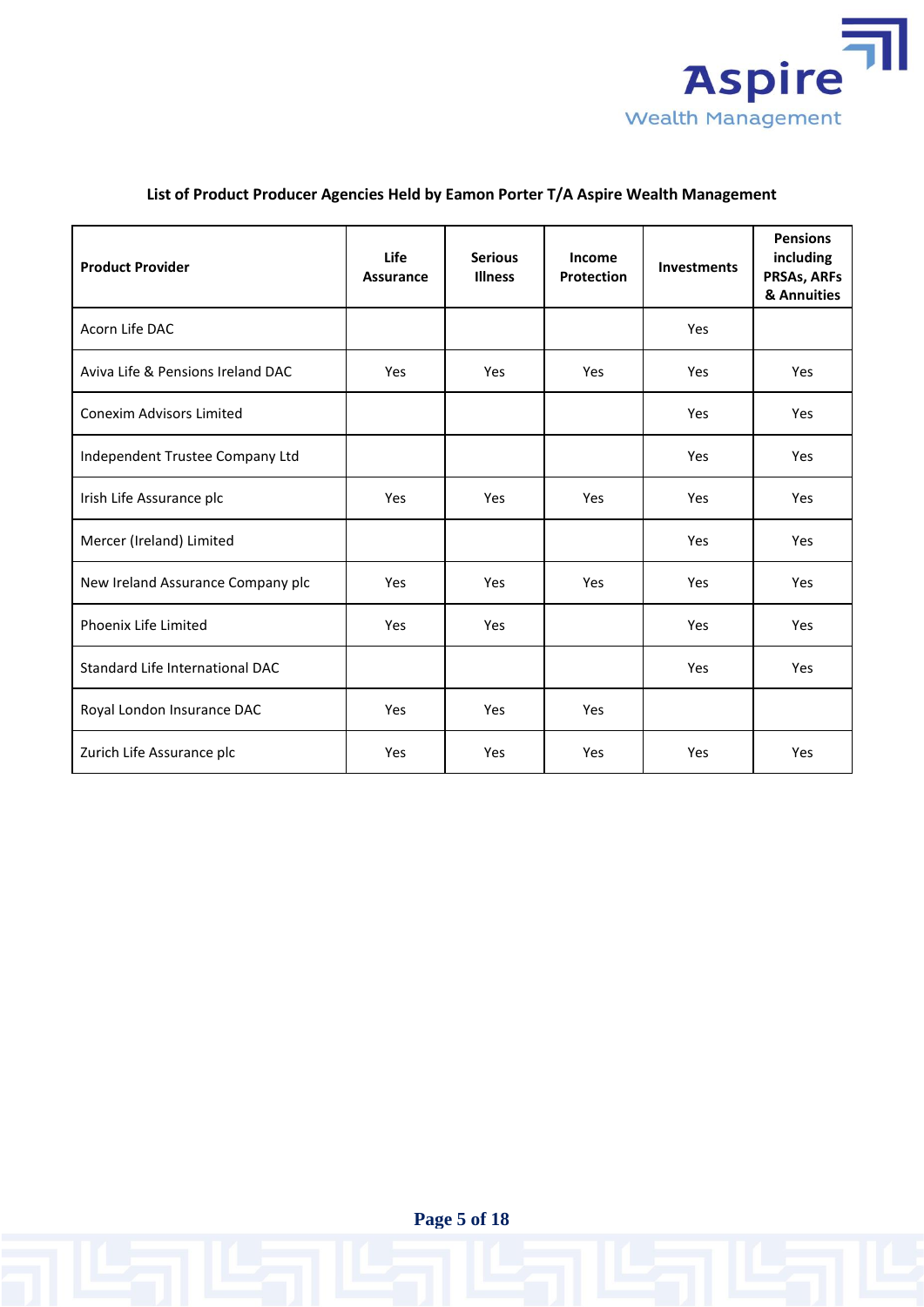**List of Product Producer Agencies Held by Eamon Porter T/A Aspire Wealth Management**

| Product Provider | Life Assurance | Serious Illness | Income Protection | Investments | Pensions including PRSAs, ARFs & Annuities |
|---|---|---|---|---|---|
| Acorn Life DAC | | | | Yes | |
| Aviva Life & Pensions Ireland DAC | Yes | Yes | Yes | Yes | Yes |
| Conexim Advisors Limited | | | | Yes | Yes |
| Independent Trustee Company Ltd | | | | Yes | Yes |
| Irish Life Assurance plc | Yes | Yes | Yes | Yes | Yes |
| Mercer (Ireland) Limited | | | | Yes | Yes |
| New Ireland Assurance Company plc | Yes | Yes | Yes | Yes | Yes |
| Phoenix Life Limited | Yes | Yes | | Yes | Yes |
| Standard Life International DAC | | | | Yes | Yes |
| Royal London Insurance DAC | Yes | Yes | Yes | | |
| Zurich Life Assurance plc | Yes | Yes | Yes | Yes | Yes |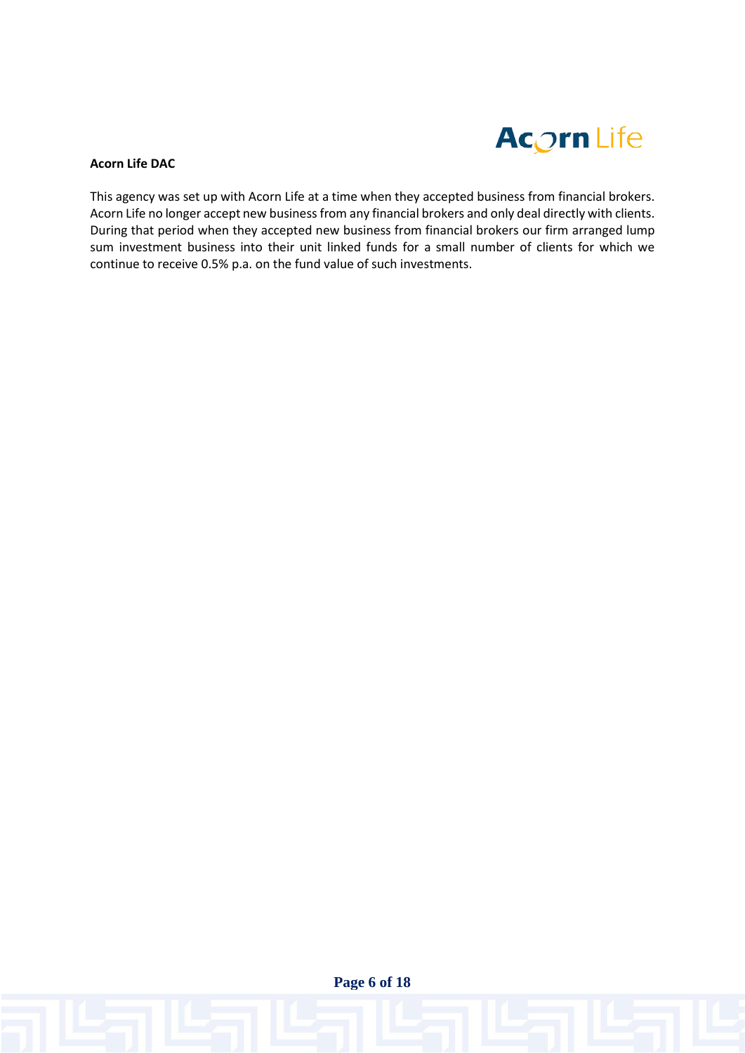**Acorn Life DAC**

This agency was set up with Acorn Life at a time when they accepted business from financial brokers. Acorn Life no longer accept new business from any financial brokers and only deal directly with clients. During that period when they accepted new business from financial brokers our firm arranged lump sum investment business into their unit linked funds for a small number of clients for which we continue to receive 0.5% p.a. on the fund value of such investments.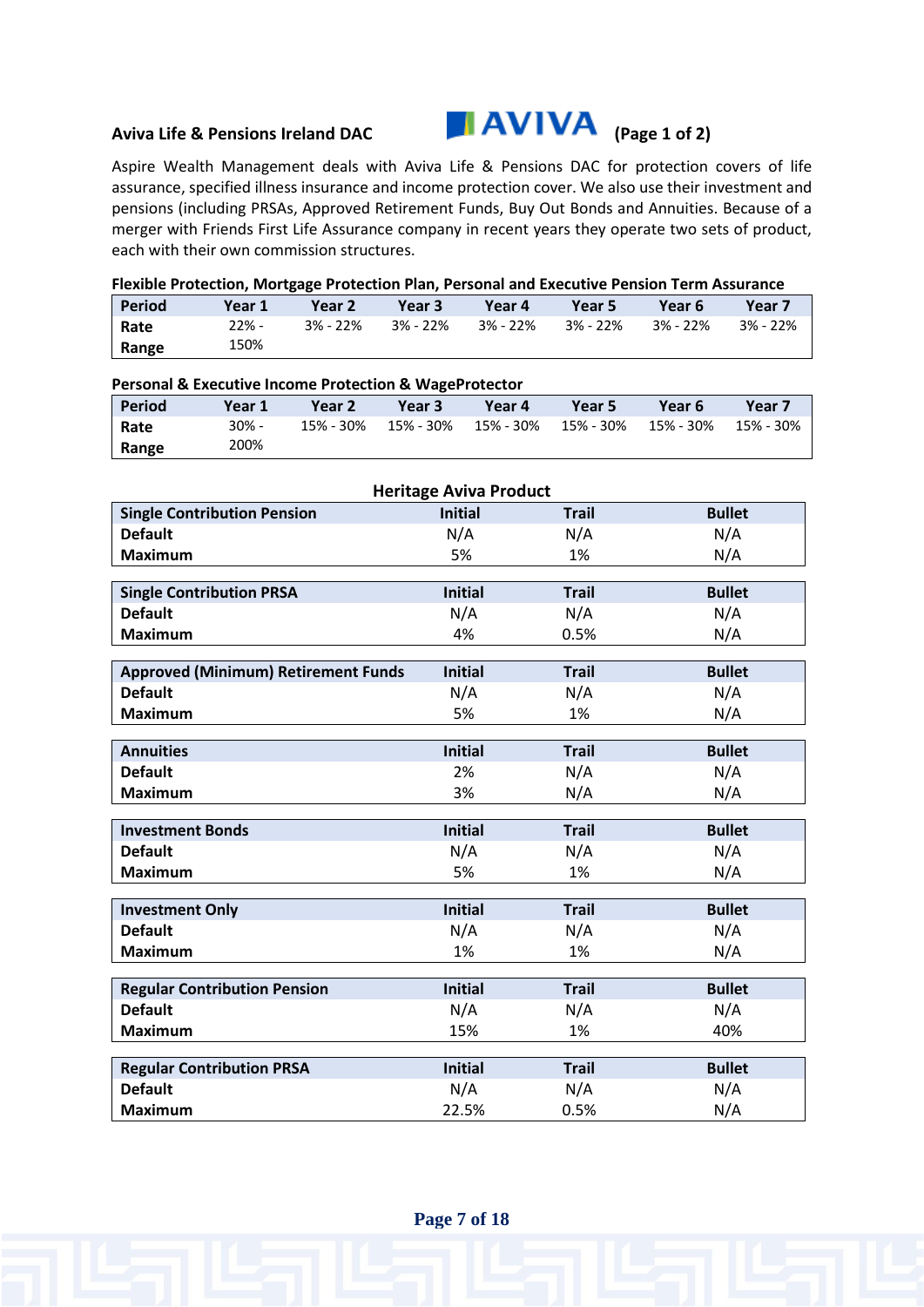**Aviva Life & Pensions Ireland DAC** AVIVA (Page 1 of 2)

Aspire Wealth Management deals with Aviva Life & Pensions DAC for protection covers of life assurance, specified illness insurance and income protection cover. We also use their investment and pensions (including PRSAs, Approved Retirement Funds, Buy Out Bonds and Annuities. Because of a merger with Friends First Life Assurance company in recent years they operate two sets of product, each with their own commission structures.

**Flexible Protection, Mortgage Protection Plan, Personal and Executive Pension Term Assurance**

| Period | Year 1 | Year 2 | Year 3 | Year 4 | Year 5 | Year 6 | Year 7 |
|---|---|---|---|---|---|---|---|
| Rate Range | 22% - 150% | 3% - 22% | 3% - 22% | 3% - 22% | 3% - 22% | 3% - 22% | 3% - 22% |

**Personal & Executive Income Protection & WageProtector**

| Period | Year 1 | Year 2 | Year 3 | Year 4 | Year 5 | Year 6 | Year 7 |
|---|---|---|---|---|---|---|---|
| Rate Range | 30% - 200% | 15% - 30% | 15% - 30% | 15% - 30% | 15% - 30% | 15% - 30% | 15% - 30% |

**Heritage Aviva Product**

| Single Contribution Pension | Initial | Trail | Bullet |
|---|---|---|---|
| Default | N/A | N/A | N/A |
| Maximum | 5% | 1% | N/A |

| Single Contribution PRSA | Initial | Trail | Bullet |
|---|---|---|---|
| Default | N/A | N/A | N/A |
| Maximum | 4% | 0.5% | N/A |

| Approved (Minimum) Retirement Funds | Initial | Trail | Bullet |
|---|---|---|---|
| Default | N/A | N/A | N/A |
| Maximum | 5% | 1% | N/A |

| Annuities | Initial | Trail | Bullet |
|---|---|---|---|
| Default | 2% | N/A | N/A |
| Maximum | 3% | N/A | N/A |

| Investment Bonds | Initial | Trail | Bullet |
|---|---|---|---|
| Default | N/A | N/A | N/A |
| Maximum | 5% | 1% | N/A |

| Investment Only | Initial | Trail | Bullet |
|---|---|---|---|
| Default | N/A | N/A | N/A |
| Maximum | 1% | 1% | N/A |

| Regular Contribution Pension | Initial | Trail | Bullet |
|---|---|---|---|
| Default | N/A | N/A | N/A |
| Maximum | 15% | 1% | 40% |

| Regular Contribution PRSA | Initial | Trail | Bullet |
|---|---|---|---|
| Default | N/A | N/A | N/A |
| Maximum | 22.5% | 0.5% | N/A |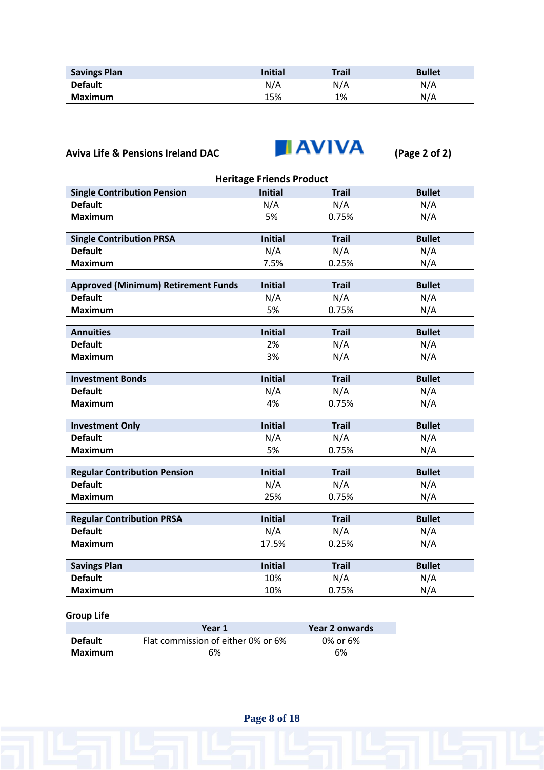| Savings Plan | Initial | Trail | Bullet |
|---|---|---|---|
| Default | N/A | N/A | N/A |
| Maximum | 15% | 1% | N/A |

**Aviva Life & Pensions Ireland DAC** AVIVA **(Page 2 of 2)**

**Heritage Friends Product**

| Single Contribution Pension | Initial | Trail | Bullet |
|---|---|---|---|
| Default | N/A | N/A | N/A |
| Maximum | 5% | 0.75% | N/A |

| Single Contribution PRSA | Initial | Trail | Bullet |
|---|---|---|---|
| Default | N/A | N/A | N/A |
| Maximum | 7.5% | 0.25% | N/A |

| Approved (Minimum) Retirement Funds | Initial | Trail | Bullet |
|---|---|---|---|
| Default | N/A | N/A | N/A |
| Maximum | 5% | 0.75% | N/A |

| Annuities | Initial | Trail | Bullet |
|---|---|---|---|
| Default | 2% | N/A | N/A |
| Maximum | 3% | N/A | N/A |

| Investment Bonds | Initial | Trail | Bullet |
|---|---|---|---|
| Default | N/A | N/A | N/A |
| Maximum | 4% | 0.75% | N/A |

| Investment Only | Initial | Trail | Bullet |
|---|---|---|---|
| Default | N/A | N/A | N/A |
| Maximum | 5% | 0.75% | N/A |

| Regular Contribution Pension | Initial | Trail | Bullet |
|---|---|---|---|
| Default | N/A | N/A | N/A |
| Maximum | 25% | 0.75% | N/A |

| Regular Contribution PRSA | Initial | Trail | Bullet |
|---|---|---|---|
| Default | N/A | N/A | N/A |
| Maximum | 17.5% | 0.25% | N/A |

| Savings Plan | Initial | Trail | Bullet |
|---|---|---|---|
| Default | 10% | N/A | N/A |
| Maximum | 10% | 0.75% | N/A |

**Group Life**

| | Year 1 | Year 2 onwards |
|---|---|---|
| Default | Flat commission of either 0% or 6% | 0% or 6% |
| Maximum | 6% | 6% |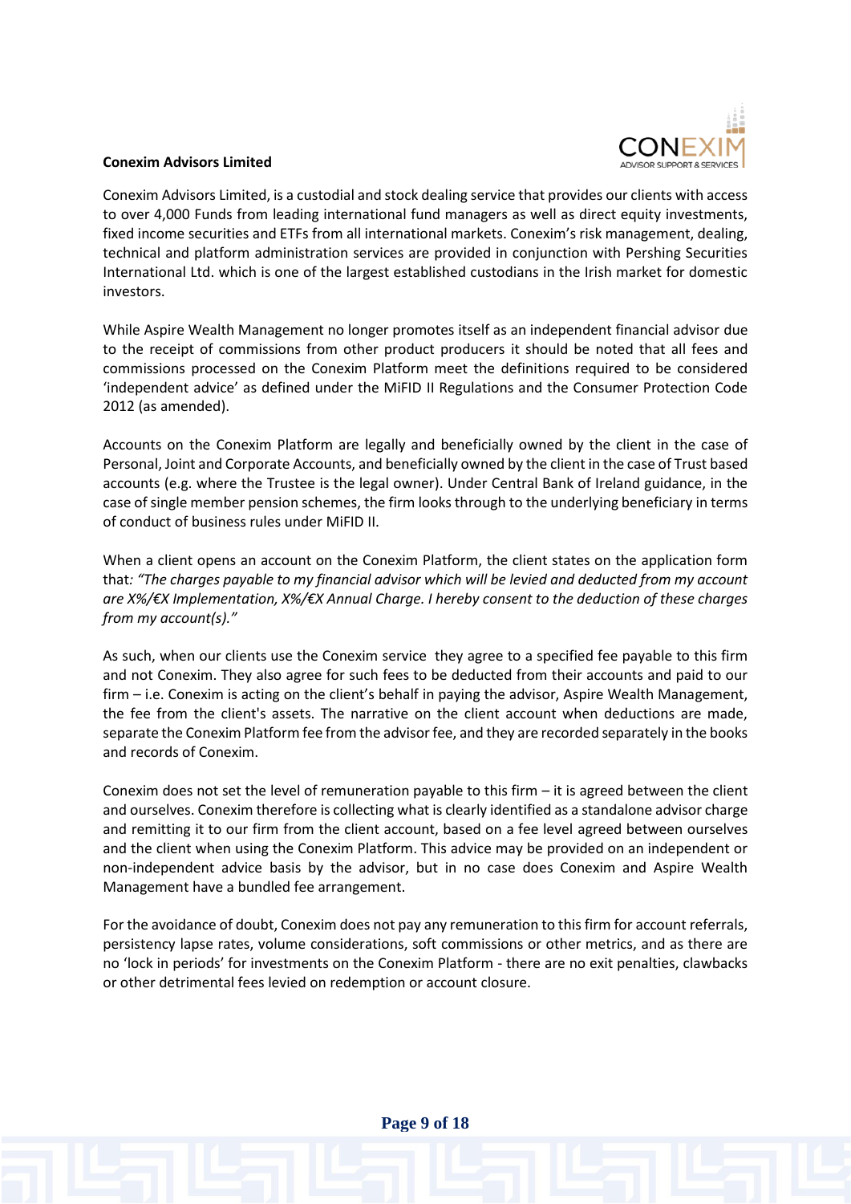**Conexim Advisors Limited**

Conexim Advisors Limited, is a custodial and stock dealing service that provides our clients with access to over 4,000 Funds from leading international fund managers as well as direct equity investments, fixed income securities and ETFs from all international markets. Conexim's risk management, dealing, technical and platform administration services are provided in conjunction with Pershing Securities International Ltd. which is one of the largest established custodians in the Irish market for domestic investors.

While Aspire Wealth Management no longer promotes itself as an independent financial advisor due to the receipt of commissions from other product producers it should be noted that all fees and commissions processed on the Conexim Platform meet the definitions required to be considered 'independent advice' as defined under the MiFID II Regulations and the Consumer Protection Code 2012 (as amended).

Accounts on the Conexim Platform are legally and beneficially owned by the client in the case of Personal, Joint and Corporate Accounts, and beneficially owned by the client in the case of Trust based accounts (e.g. where the Trustee is the legal owner). Under Central Bank of Ireland guidance, in the case of single member pension schemes, the firm looks through to the underlying beneficiary in terms of conduct of business rules under MiFID II.

When a client opens an account on the Conexim Platform, the client states on the application form that: *"The charges payable to my financial advisor which will be levied and deducted from my account are X%/€X Implementation, X%/€X Annual Charge. I hereby consent to the deduction of these charges from my account(s)."*

As such, when our clients use the Conexim service they agree to a specified fee payable to this firm and not Conexim. They also agree for such fees to be deducted from their accounts and paid to our firm – i.e. Conexim is acting on the client's behalf in paying the advisor, Aspire Wealth Management, the fee from the client's assets. The narrative on the client account when deductions are made, separate the Conexim Platform fee from the advisor fee, and they are recorded separately in the books and records of Conexim.

Conexim does not set the level of remuneration payable to this firm – it is agreed between the client and ourselves. Conexim therefore is collecting what is clearly identified as a standalone advisor charge and remitting it to our firm from the client account, based on a fee level agreed between ourselves and the client when using the Conexim Platform. This advice may be provided on an independent or non-independent advice basis by the advisor, but in no case does Conexim and Aspire Wealth Management have a bundled fee arrangement.

For the avoidance of doubt, Conexim does not pay any remuneration to this firm for account referrals, persistency lapse rates, volume considerations, soft commissions or other metrics, and as there are no 'lock in periods' for investments on the Conexim Platform - there are no exit penalties, clawbacks or other detrimental fees levied on redemption or account closure.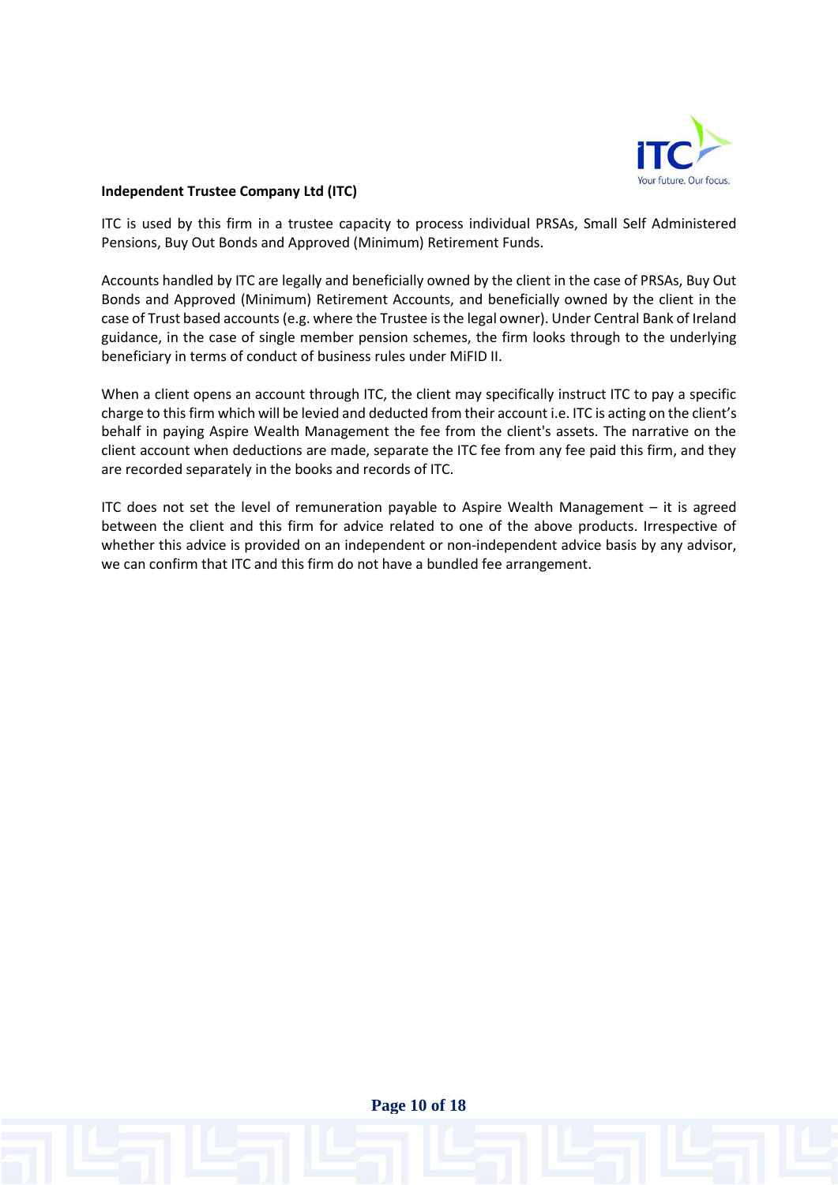**Independent Trustee Company Ltd (ITC)**

ITC is used by this firm in a trustee capacity to process individual PRSAs, Small Self Administered Pensions, Buy Out Bonds and Approved (Minimum) Retirement Funds.

Accounts handled by ITC are legally and beneficially owned by the client in the case of PRSAs, Buy Out Bonds and Approved (Minimum) Retirement Accounts, and beneficially owned by the client in the case of Trust based accounts (e.g. where the Trustee is the legal owner). Under Central Bank of Ireland guidance, in the case of single member pension schemes, the firm looks through to the underlying beneficiary in terms of conduct of business rules under MiFID II.

When a client opens an account through ITC, the client may specifically instruct ITC to pay a specific charge to this firm which will be levied and deducted from their account i.e. ITC is acting on the client's behalf in paying Aspire Wealth Management the fee from the client's assets. The narrative on the client account when deductions are made, separate the ITC fee from any fee paid this firm, and they are recorded separately in the books and records of ITC.

ITC does not set the level of remuneration payable to Aspire Wealth Management – it is agreed between the client and this firm for advice related to one of the above products. Irrespective of whether this advice is provided on an independent or non-independent advice basis by any advisor, we can confirm that ITC and this firm do not have a bundled fee arrangement.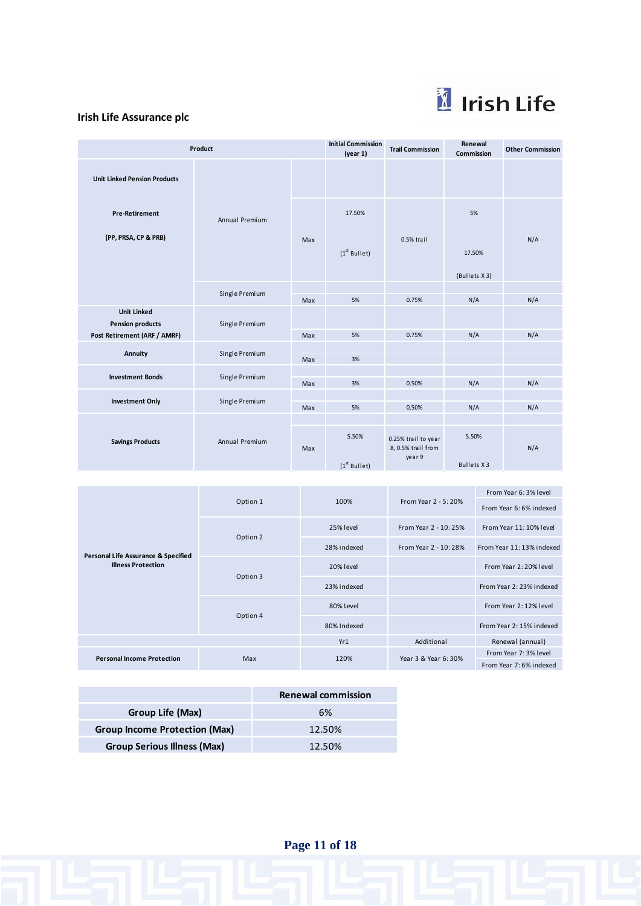Irish Life

## Irish Life Assurance plc

| Product | | | Initial Commission (year 1) | Trail Commission | Renewal Commission | Other Commission |
|---|---|---|---|---|---|---|
| Unit Linked Pension Products Pre-Retirement (PP, PRSA, CP & PRB) | Annual Premium | Max | 17.50% (1st Bullet) | 0.5% trail | 5% 17.50% (Bullets X 3) | N/A |
| | Single Premium | Max | 5% | 0.75% | N/A | N/A |
| Unit Linked Pension products Post Retirement (ARF / AMRF) | Single Premium | Max | 5% | 0.75% | N/A | N/A |
| Annuity | Single Premium | Max | 3% | | | |
| Investment Bonds | Single Premium | Max | 3% | 0.50% | N/A | N/A |
| Investment Only | Single Premium | Max | 5% | 0.50% | N/A | N/A |
| Savings Products | Annual Premium | Max | 5.50% (1st Bullet) | 0.25% trail to year 8, 0.5% trail from year 9 | 5.50% Bullets X 3 | N/A |

| | | | | |
|---|---|---|---|---|
| Personal Life Assurance & Specified Illness Protection | Option 1 | 100% | From Year 2 - 5: 20% | From Year 6: 3% level |
| | | | | From Year 6: 6% indexed |
| | Option 2 | 25% level | From Year 2 - 10: 25% | From Year 11: 10% level |
| | | 28% indexed | From Year 2 - 10: 28% | From Year 11: 13% indexed |
| | Option 3 | 20% level | | From Year 2: 20% level |
| | | 23% indexed | | From Year 2: 23% indexed |
| | Option 4 | 80% Level | | From Year 2: 12% level |
| | | 80% Indexed | | From Year 2: 15% indexed |
| | | Yr1 | Additional | Renewal (annual) |
| Personal Income Protection | Max | 120% | Year 3 & Year 6: 30% | From Year 7: 3% level |
| | | | | From Year 7: 6% indexed |

| | Renewal commission |
|---|---|
| Group Life (Max) | 6% |
| Group Income Protection (Max) | 12.50% |
| Group Serious Illness (Max) | 12.50% |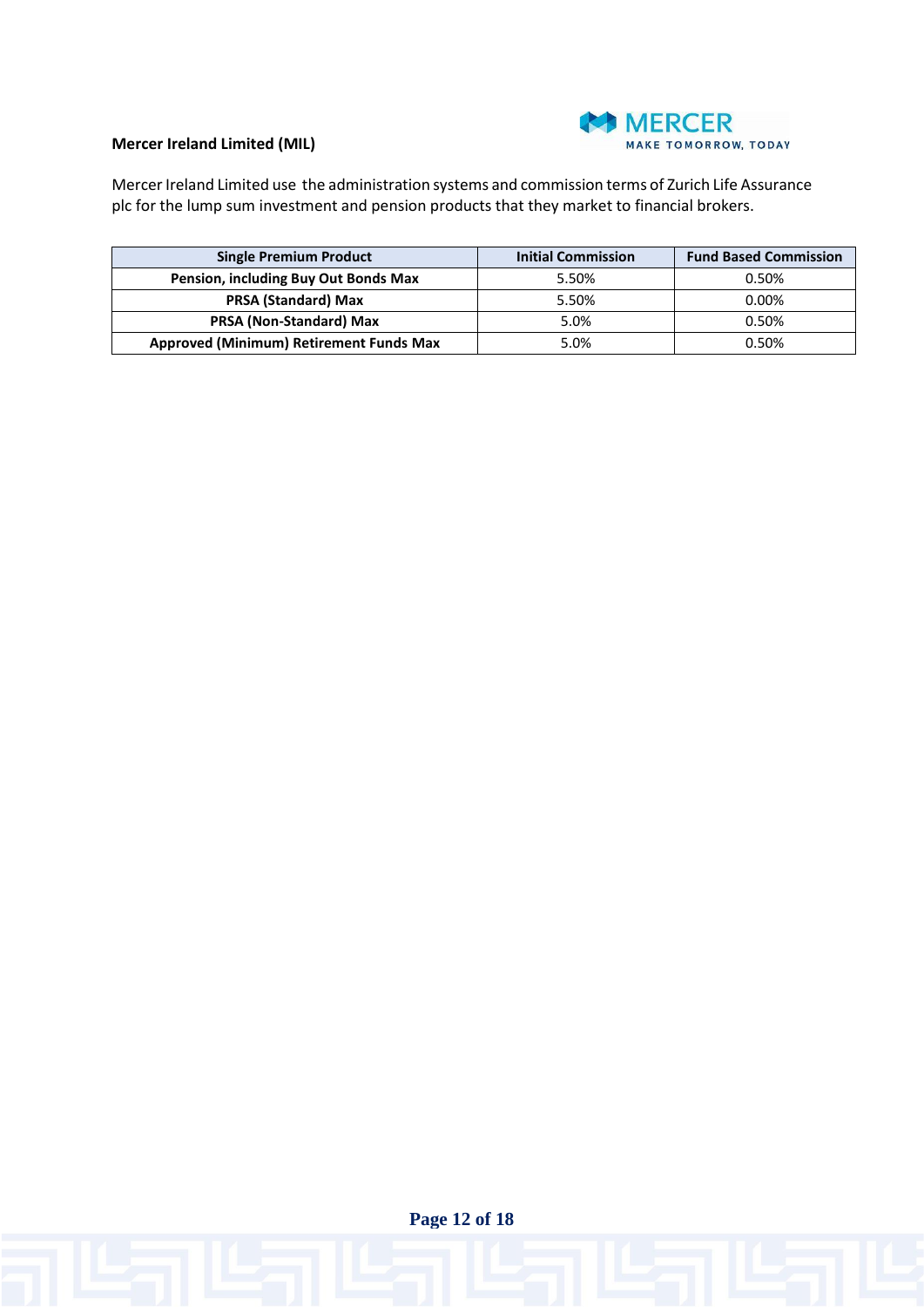**Mercer Ireland Limited (MIL)**

Mercer Ireland Limited use the administration systems and commission terms of Zurich Life Assurance plc for the lump sum investment and pension products that they market to financial brokers.

| Single Premium Product | Initial Commission | Fund Based Commission |
|---|---|---|
| **Pension, including Buy Out Bonds Max** | 5.50% | 0.50% |
| **PRSA (Standard) Max** | 5.50% | 0.00% |
| **PRSA (Non-Standard) Max** | 5.0% | 0.50% |
| **Approved (Minimum) Retirement Funds Max** | 5.0% | 0.50% |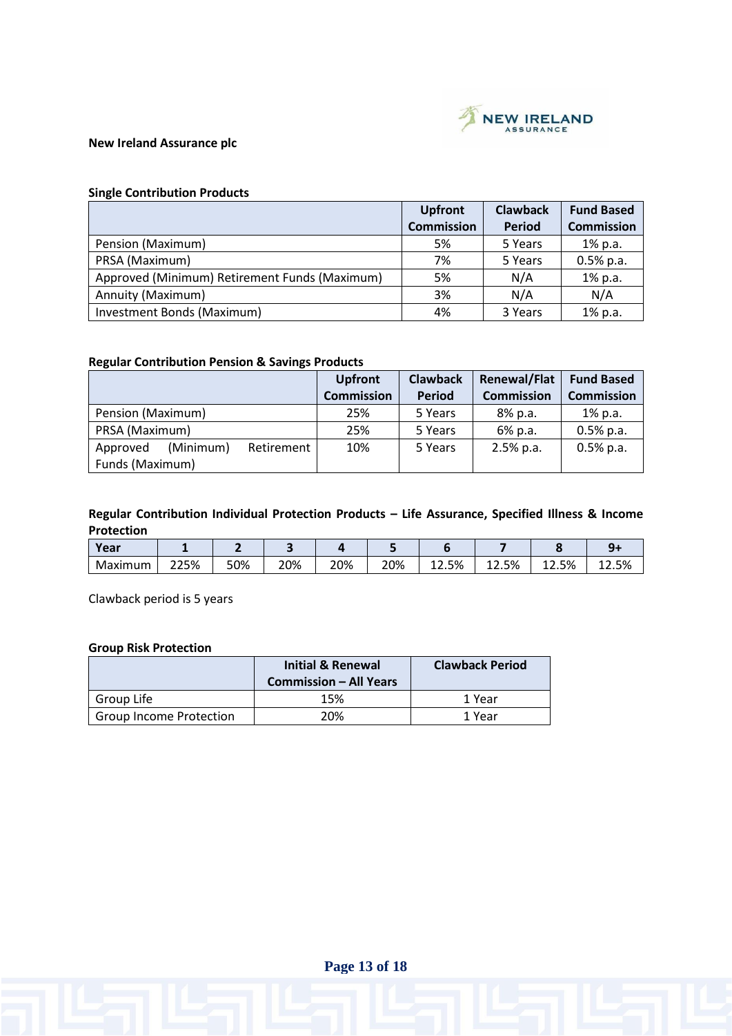**New Ireland Assurance plc**

**Single Contribution Products**

| | Upfront Commission | Clawback Period | Fund Based Commission |
|---|---|---|---|
| Pension (Maximum) | 5% | 5 Years | 1% p.a. |
| PRSA (Maximum) | 7% | 5 Years | 0.5% p.a. |
| Approved (Minimum) Retirement Funds (Maximum) | 5% | N/A | 1% p.a. |
| Annuity (Maximum) | 3% | N/A | N/A |
| Investment Bonds (Maximum) | 4% | 3 Years | 1% p.a. |

**Regular Contribution Pension & Savings Products**

| | Upfront Commission | Clawback Period | Renewal/Flat Commission | Fund Based Commission |
|---|---|---|---|---|
| Pension (Maximum) | 25% | 5 Years | 8% p.a. | 1% p.a. |
| PRSA (Maximum) | 25% | 5 Years | 6% p.a. | 0.5% p.a. |
| Approved (Minimum) Retirement Funds (Maximum) | 10% | 5 Years | 2.5% p.a. | 0.5% p.a. |

**Regular Contribution Individual Protection Products – Life Assurance, Specified Illness & Income Protection**

| Year | 1 | 2 | 3 | 4 | 5 | 6 | 7 | 8 | 9+ |
|---|---|---|---|---|---|---|---|---|---|
| Maximum | 225% | 50% | 20% | 20% | 20% | 12.5% | 12.5% | 12.5% | 12.5% |

Clawback period is 5 years

**Group Risk Protection**

| | Initial & Renewal Commission – All Years | Clawback Period |
|---|---|---|
| Group Life | 15% | 1 Year |
| Group Income Protection | 20% | 1 Year |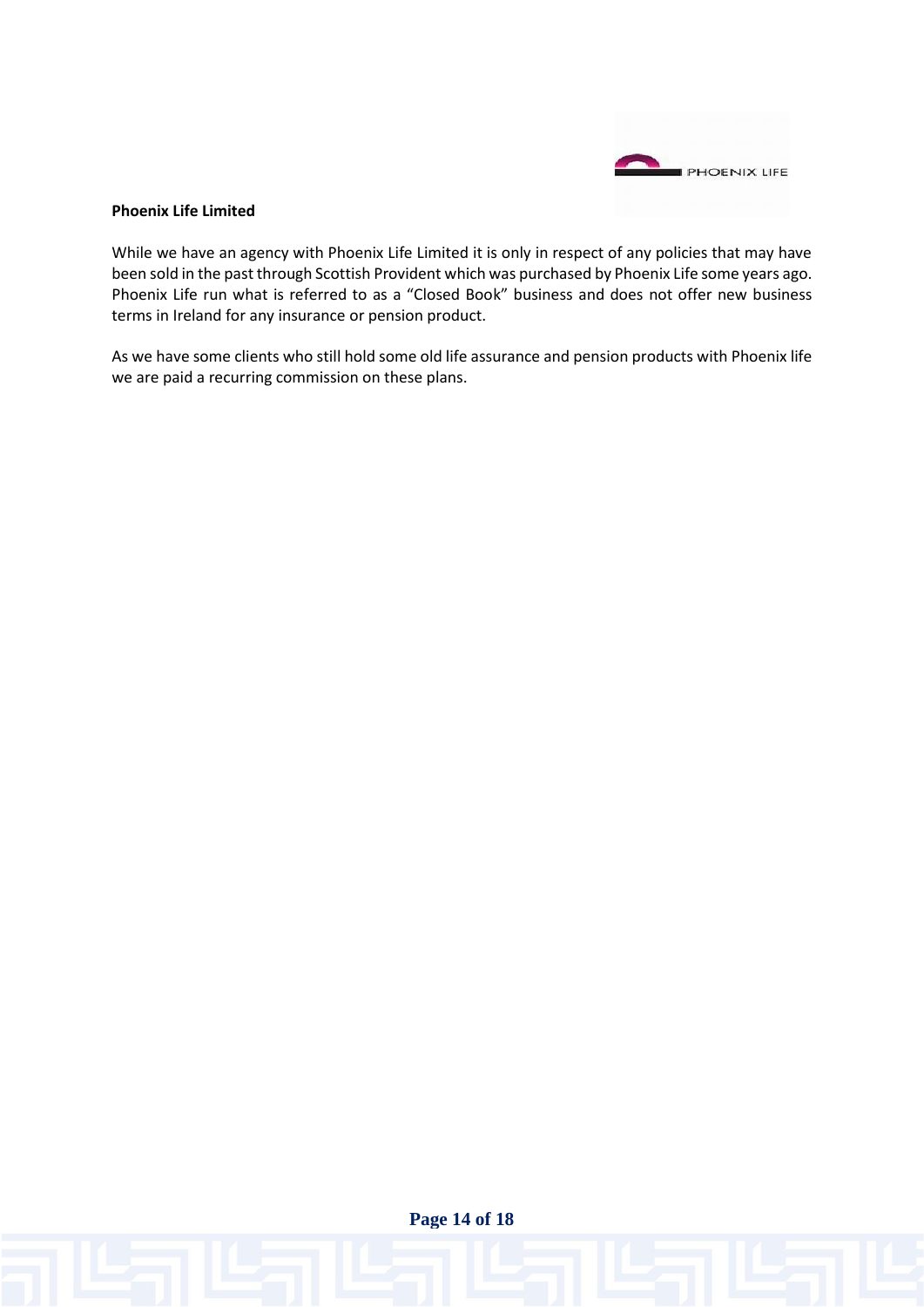**Phoenix Life Limited**

While we have an agency with Phoenix Life Limited it is only in respect of any policies that may have been sold in the past through Scottish Provident which was purchased by Phoenix Life some years ago. Phoenix Life run what is referred to as a "Closed Book" business and does not offer new business terms in Ireland for any insurance or pension product.

As we have some clients who still hold some old life assurance and pension products with Phoenix life we are paid a recurring commission on these plans.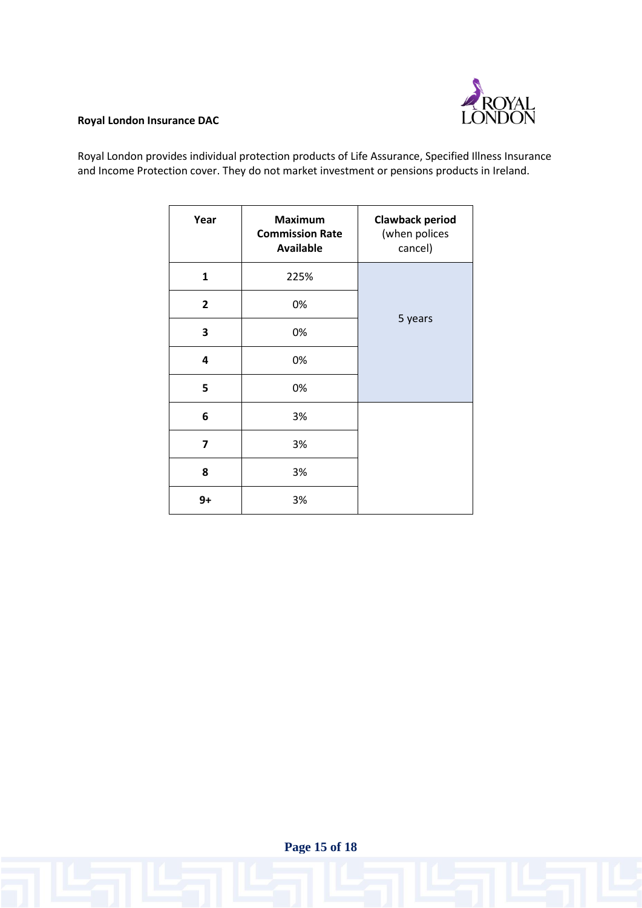**Royal London Insurance DAC**

Royal London provides individual protection products of Life Assurance, Specified Illness Insurance and Income Protection cover. They do not market investment or pensions products in Ireland.

| Year | Maximum Commission Rate Available | Clawback period (when polices cancel) |
|---|---|---|
| 1 | 225% | 5 years |
| 2 | 0% | |
| 3 | 0% | |
| 4 | 0% | |
| 5 | 0% | |
| 6 | 3% | |
| 7 | 3% | |
| 8 | 3% | |
| 9+ | 3% | |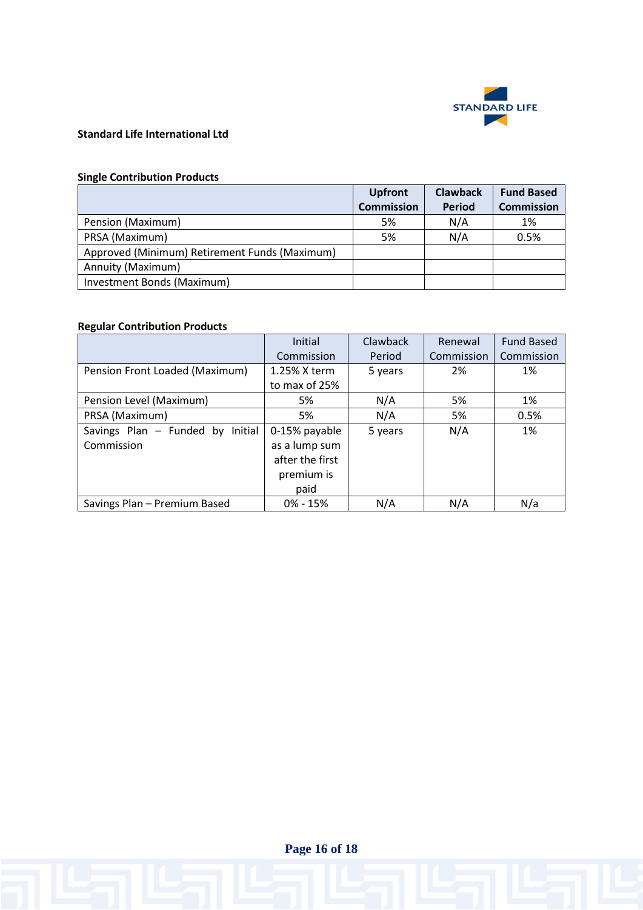**Standard Life International Ltd**

**Single Contribution Products**

| | **Upfront Commission** | **Clawback Period** | **Fund Based Commission** |
|---|---|---|---|
| Pension (Maximum) | 5% | N/A | 1% |
| PRSA (Maximum) | 5% | N/A | 0.5% |
| Approved (Minimum) Retirement Funds (Maximum) | | | |
| Annuity (Maximum) | | | |
| Investment Bonds (Maximum) | | | |

**Regular Contribution Products**

| | Initial Commission | Clawback Period | Renewal Commission | Fund Based Commission |
|---|---|---|---|---|
| Pension Front Loaded (Maximum) | 1.25% X term to max of 25% | 5 years | 2% | 1% |
| Pension Level (Maximum) | 5% | N/A | 5% | 1% |
| PRSA (Maximum) | 5% | N/A | 5% | 0.5% |
| Savings Plan – Funded by Initial Commission | 0-15% payable as a lump sum after the first premium is paid | 5 years | N/A | 1% |
| Savings Plan – Premium Based | 0% - 15% | N/A | N/A | N/a |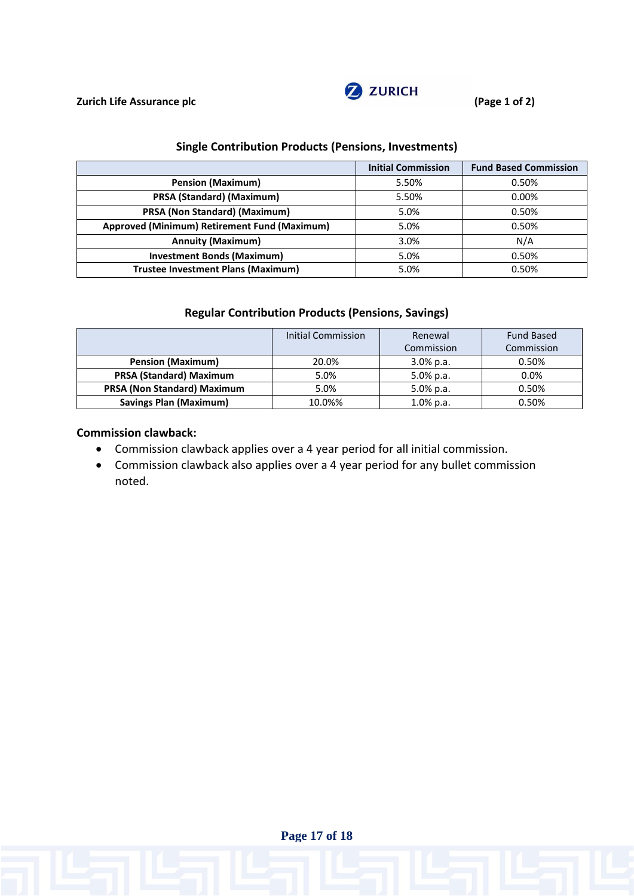Zurich Life Assurance plc

ZURICH

(Page 1 of 2)

## Single Contribution Products (Pensions, Investments)

| | Initial Commission | Fund Based Commission |
|---|---|---|
| **Pension (Maximum)** | 5.50% | 0.50% |
| **PRSA (Standard) (Maximum)** | 5.50% | 0.00% |
| **PRSA (Non Standard) (Maximum)** | 5.0% | 0.50% |
| **Approved (Minimum) Retirement Fund (Maximum)** | 5.0% | 0.50% |
| **Annuity (Maximum)** | 3.0% | N/A |
| **Investment Bonds (Maximum)** | 5.0% | 0.50% |
| **Trustee Investment Plans (Maximum)** | 5.0% | 0.50% |

## Regular Contribution Products (Pensions, Savings)

| | Initial Commission | Renewal Commission | Fund Based Commission |
|---|---|---|---|
| **Pension (Maximum)** | 20.0% | 3.0% p.a. | 0.50% |
| **PRSA (Standard) Maximum** | 5.0% | 5.0% p.a. | 0.0% |
| **PRSA (Non Standard) Maximum** | 5.0% | 5.0% p.a. | 0.50% |
| **Savings Plan (Maximum)** | 10.0%% | 1.0% p.a. | 0.50% |

**Commission clawback:**

- Commission clawback applies over a 4 year period for all initial commission.
- Commission clawback also applies over a 4 year period for any bullet commission noted.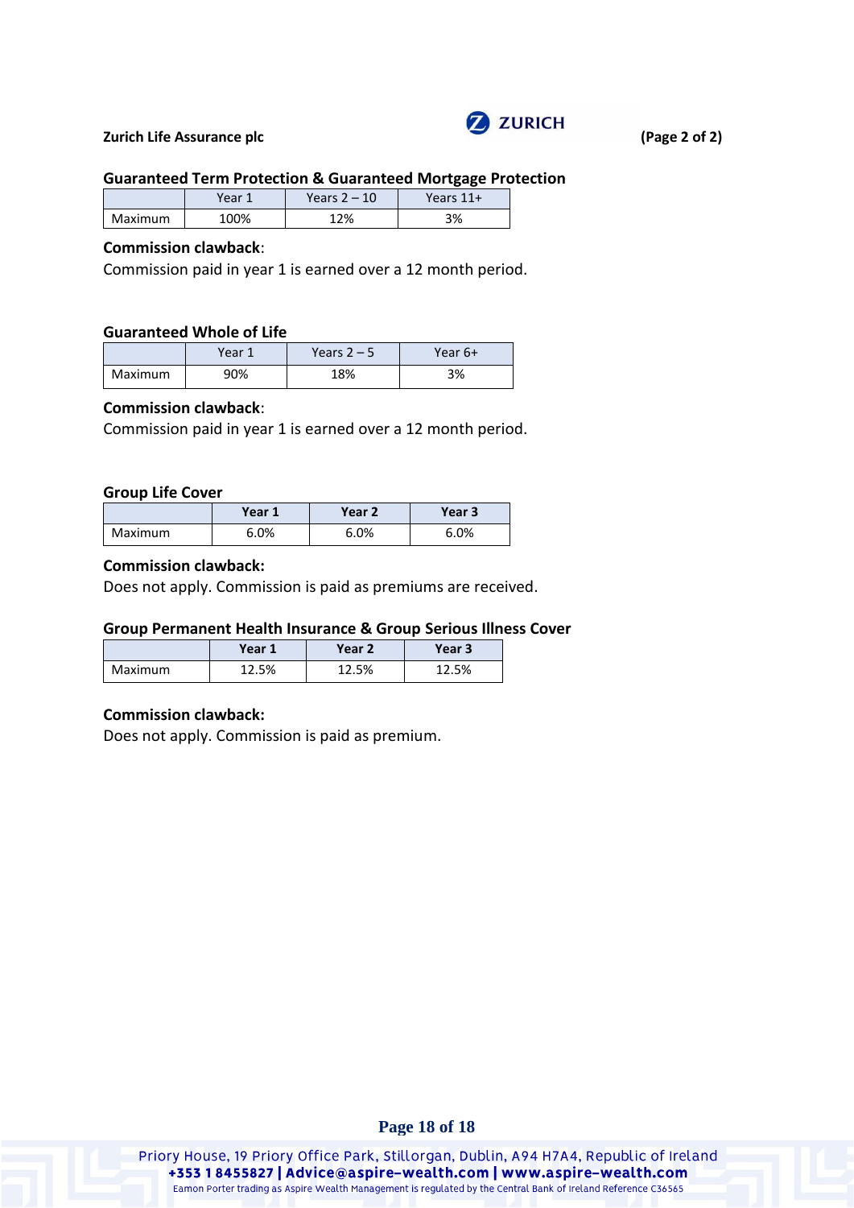**Zurich Life Assurance plc** ZURICH **(Page 2 of 2)**

## Guaranteed Term Protection & Guaranteed Mortgage Protection

| | Year 1 | Years 2 – 10 | Years 11+ |
|---|---|---|---|
| Maximum | 100% | 12% | 3% |

**Commission clawback**:
Commission paid in year 1 is earned over a 12 month period.

## Guaranteed Whole of Life

| | Year 1 | Years 2 – 5 | Year 6+ |
|---|---|---|---|
| Maximum | 90% | 18% | 3% |

**Commission clawback**:
Commission paid in year 1 is earned over a 12 month period.

## Group Life Cover

| | **Year 1** | **Year 2** | **Year 3** |
|---|---|---|---|
| Maximum | 6.0% | 6.0% | 6.0% |

**Commission clawback:**
Does not apply. Commission is paid as premiums are received.

## Group Permanent Health Insurance & Group Serious Illness Cover

| | **Year 1** | **Year 2** | **Year 3** |
|---|---|---|---|
| Maximum | 12.5% | 12.5% | 12.5% |

**Commission clawback:**
Does not apply. Commission is paid as premium.